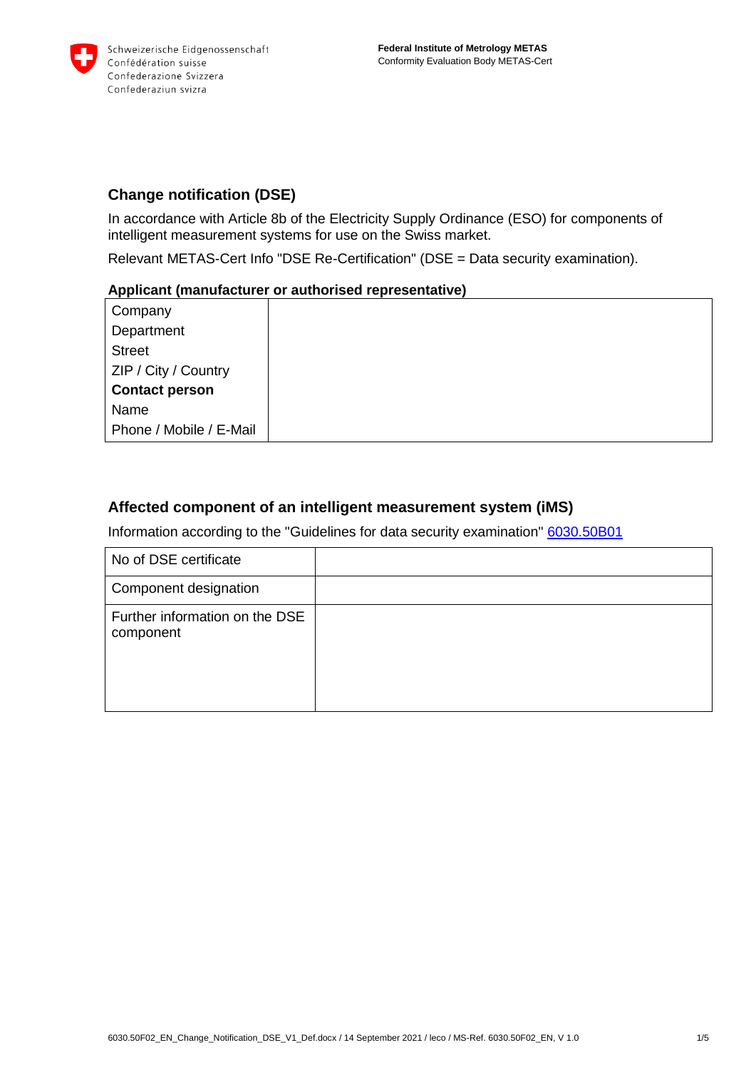Schweizerische Eidgenossenschaft
Confédération suisse
Confederazione Svizzera
Confederaziun svizra

**Federal Institute of Metrology METAS**
Conformity Evaluation Body METAS-Cert

## Change notification (DSE)

In accordance with Article 8b of the Electricity Supply Ordinance (ESO) for components of intelligent measurement systems for use on the Swiss market.

Relevant METAS-Cert Info "DSE Re-Certification" (DSE = Data security examination).

**Applicant (manufacturer or authorised representative)**

| | |
|---|---|
| Company | |
| Department | |
| Street | |
| ZIP / City / Country | |
| **Contact person** | |
| Name | |
| Phone / Mobile / E-Mail | |

## Affected component of an intelligent measurement system (iMS)

Information according to the "Guidelines for data security examination" [6030.50B01]

| | |
|---|---|
| No of DSE certificate | |
| Component designation | |
| Further information on the DSE component | |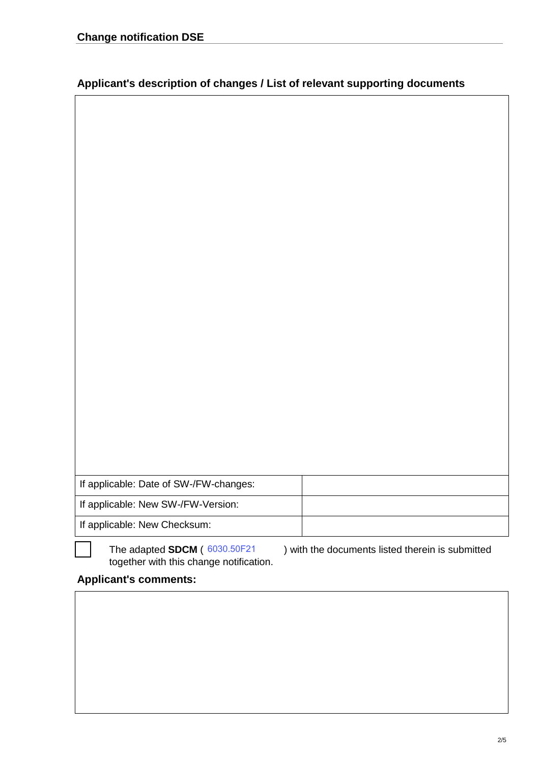## Applicant's description of changes / List of relevant supporting documents

| | |
|---|---|
| If applicable: Date of SW-/FW-changes: | |
| If applicable: New SW-/FW-Version: | |
| If applicable: New Checksum: | |

☐ The adapted **SDCM** ( 6030.50F21 ) with the documents listed therein is submitted together with this change notification.

## Applicant's comments: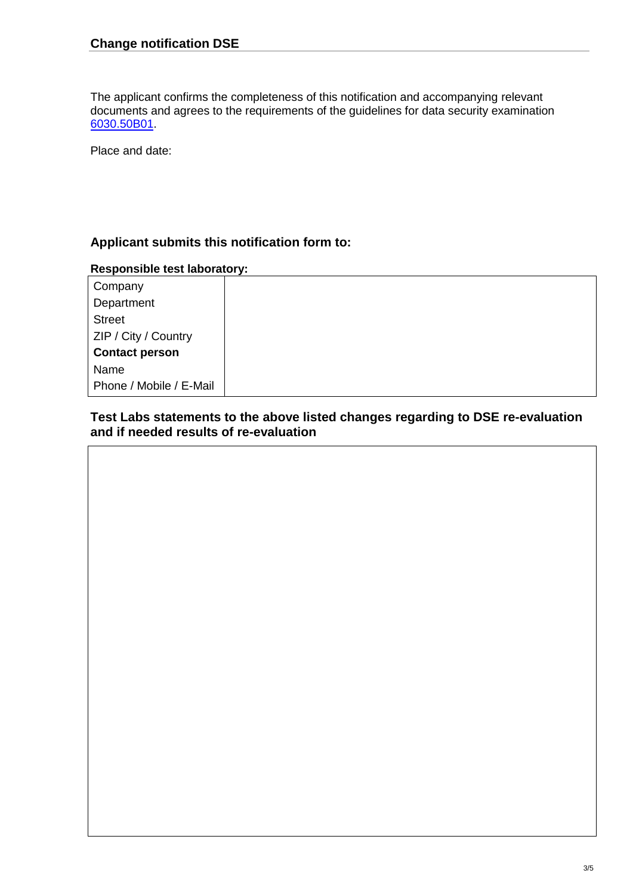## Change notification DSE

The applicant confirms the completeness of this notification and accompanying relevant documents and agrees to the requirements of the guidelines for data security examination 6030.50B01.

Place and date:

### Applicant submits this notification form to:

**Responsible test laboratory:**

| | |
|---|---|
| Company | |
| Department | |
| Street | |
| ZIP / City / Country | |
| **Contact person** | |
| Name | |
| Phone / Mobile / E-Mail | |

### Test Labs statements to the above listed changes regarding to DSE re-evaluation and if needed results of re-evaluation

| |
|---|
| |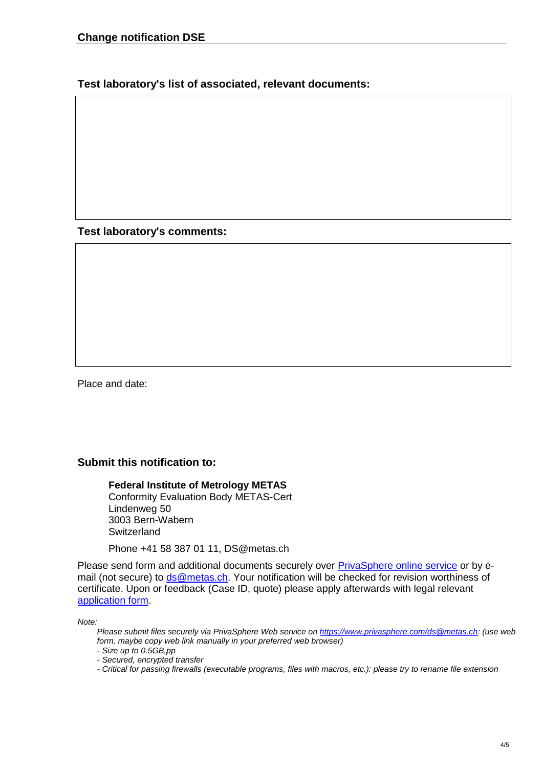## Test laboratory's list of associated, relevant documents:

## Test laboratory's comments:

Place and date:

## Submit this notification to:

**Federal Institute of Metrology METAS**
Conformity Evaluation Body METAS-Cert
Lindenweg 50
3003 Bern-Wabern
Switzerland

Phone +41 58 387 01 11, DS@metas.ch

Please send form and additional documents securely over [PrivaSphere online service]() or by e-mail (not secure) to [ds@metas.ch](mailto:ds@metas.ch). Your notification will be checked for revision worthiness of certificate. Upon or feedback (Case ID, quote) please apply afterwards with legal relevant [application form]().

*Note:*

*Please submit files securely via PrivaSphere Web service on [https://www.privasphere.com/ds@metas.ch](https://www.privasphere.com/ds@metas.ch): (use web form, maybe copy web link manually in your preferred web browser)*

*- Size up to 0.5GB,pp*

*- Secured, encrypted transfer*

*- Critical for passing firewalls (executable programs, files with macros, etc.): please try to rename file extension*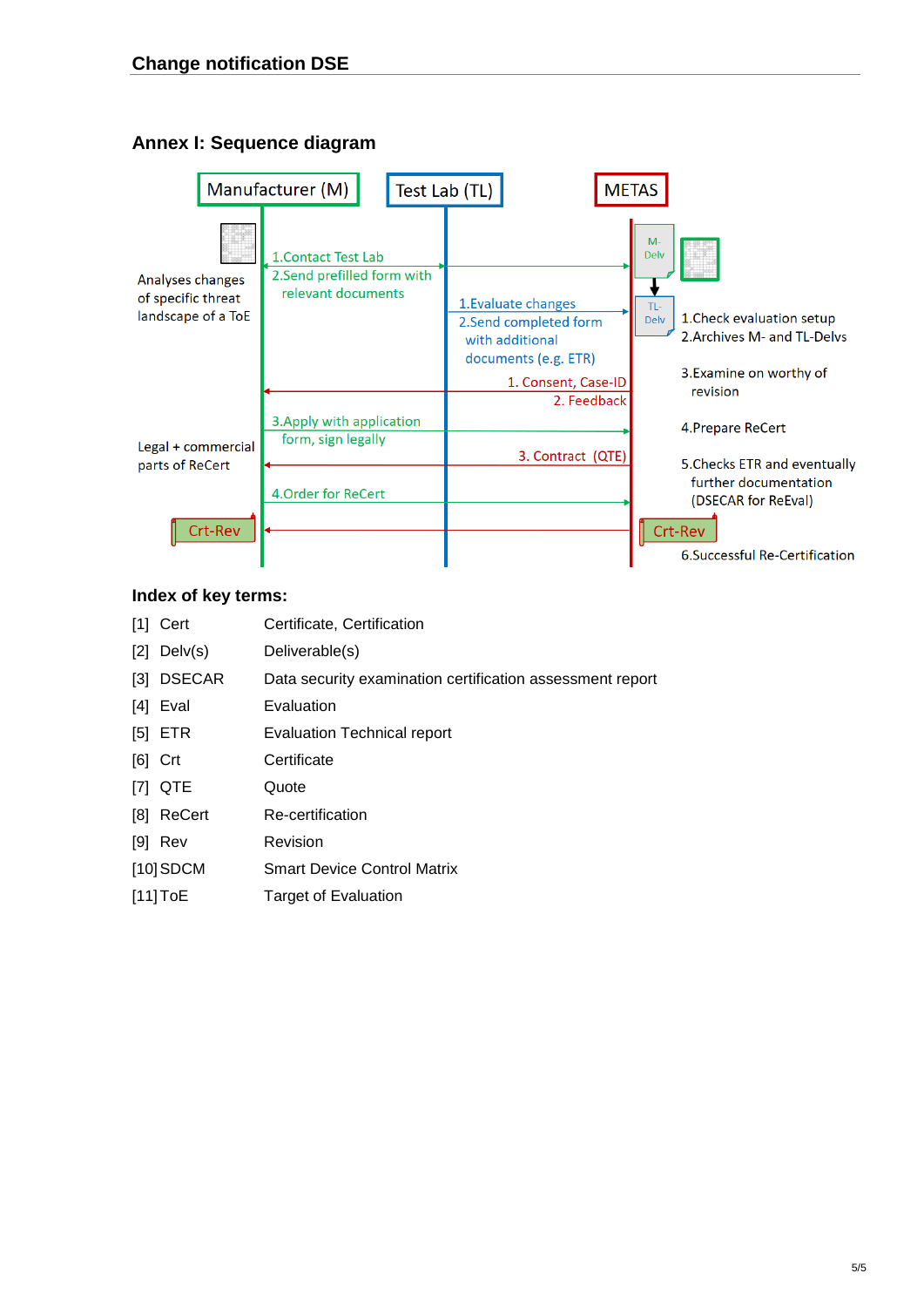## Annex I: Sequence diagram

Manufacturer (M)

Test Lab (TL)

METAS

Analyses changes of specific threat landscape of a ToE

1.Contact Test Lab

2.Send prefilled form with relevant documents

M-Delv

TL-Delv

1.Evaluate changes

2.Send completed form with additional documents (e.g. ETR)

1.Check evaluation setup

2.Archives M- and TL-Delvs

3.Examine on worthy of revision

1. Consent, Case-ID

2. Feedback

3.Apply with application form, sign legally

4.Prepare ReCert

Legal + commercial parts of ReCert

3. Contract (QTE)

5.Checks ETR and eventually further documentation (DSECAR for ReEval)

4.Order for ReCert

Crt-Rev

Crt-Rev

6.Successful Re-Certification

### Index of key terms:

| | | |
|---|---|---|
| [1] | Cert | Certificate, Certification |
| [2] | Delv(s) | Deliverable(s) |
| [3] | DSECAR | Data security examination certification assessment report |
| [4] | Eval | Evaluation |
| [5] | ETR | Evaluation Technical report |
| [6] | Crt | Certificate |
| [7] | QTE | Quote |
| [8] | ReCert | Re-certification |
| [9] | Rev | Revision |
| [10] | SDCM | Smart Device Control Matrix |
| [11] | ToE | Target of Evaluation |